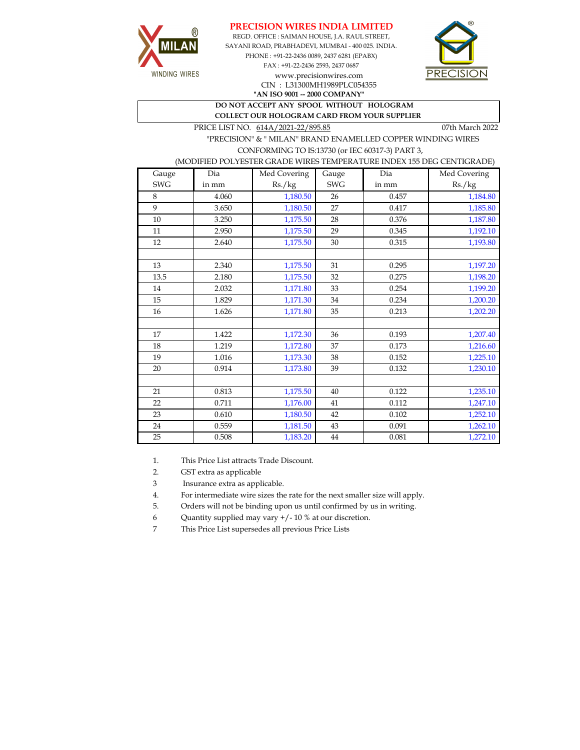# PRECISION WIRES INDIA LIMITED

REGD. OFFICE : SAIMAN HOUSE, J.A. RAUL STREET,
SAYANI ROAD, PRABHADEVI, MUMBAI - 400 025. INDIA.
PHONE : +91-22-2436 0089, 2437 6281 (EPABX)
FAX : +91-22-2436 2593, 2437 0687
www.precisionwires.com
CIN : L31300MH1989PLC054355
**"AN ISO 9001 -- 2000 COMPANY"**

MILAN WINDING WIRES

PRECISION

**DO NOT ACCEPT ANY SPOOL WITHOUT HOLOGRAM**
**COLLECT OUR HOLOGRAM CARD FROM YOUR SUPPLIER**

PRICE LIST NO. 614A/2021-22/895.85 — 07th March 2022

"PRECISION" & " MILAN" BRAND ENAMELLED COPPER WINDING WIRES
CONFORMING TO IS:13730 (or IEC 60317-3) PART 3,
(MODIFIED POLYESTER GRADE WIRES TEMPERATURE INDEX 155 DEG CENTIGRADE)

| Gauge SWG | Dia in mm | Med Covering Rs./kg | Gauge SWG | Dia in mm | Med Covering Rs./kg |
|---|---|---|---|---|---|
| 8 | 4.060 | 1,180.50 | 26 | 0.457 | 1,184.80 |
| 9 | 3.650 | 1,180.50 | 27 | 0.417 | 1,185.80 |
| 10 | 3.250 | 1,175.50 | 28 | 0.376 | 1,187.80 |
| 11 | 2.950 | 1,175.50 | 29 | 0.345 | 1,192.10 |
| 12 | 2.640 | 1,175.50 | 30 | 0.315 | 1,193.80 |
| | | | | | |
| 13 | 2.340 | 1,175.50 | 31 | 0.295 | 1,197.20 |
| 13.5 | 2.180 | 1,175.50 | 32 | 0.275 | 1,198.20 |
| 14 | 2.032 | 1,171.80 | 33 | 0.254 | 1,199.20 |
| 15 | 1.829 | 1,171.30 | 34 | 0.234 | 1,200.20 |
| 16 | 1.626 | 1,171.80 | 35 | 0.213 | 1,202.20 |
| | | | | | |
| 17 | 1.422 | 1,172.30 | 36 | 0.193 | 1,207.40 |
| 18 | 1.219 | 1,172.80 | 37 | 0.173 | 1,216.60 |
| 19 | 1.016 | 1,173.30 | 38 | 0.152 | 1,225.10 |
| 20 | 0.914 | 1,173.80 | 39 | 0.132 | 1,230.10 |
| | | | | | |
| 21 | 0.813 | 1,175.50 | 40 | 0.122 | 1,235.10 |
| 22 | 0.711 | 1,176.00 | 41 | 0.112 | 1,247.10 |
| 23 | 0.610 | 1,180.50 | 42 | 0.102 | 1,252.10 |
| 24 | 0.559 | 1,181.50 | 43 | 0.091 | 1,262.10 |
| 25 | 0.508 | 1,183.20 | 44 | 0.081 | 1,272.10 |

1. This Price List attracts Trade Discount.
2. GST extra as applicable
3. Insurance extra as applicable.
4. For intermediate wire sizes the rate for the next smaller size will apply.
5. Orders will not be binding upon us until confirmed by us in writing.
6. Quantity supplied may vary +/- 10 % at our discretion.
7. This Price List supersedes all previous Price Lists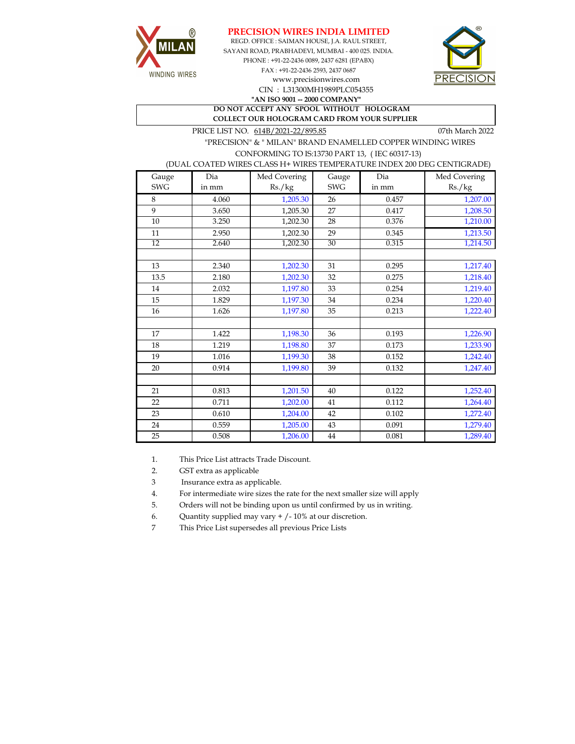# PRECISION WIRES INDIA LIMITED

REGD. OFFICE : SAIMAN HOUSE, J.A. RAUL STREET,
SAYANI ROAD, PRABHADEVI, MUMBAI - 400 025. INDIA.
PHONE : +91-22-2436 0089, 2437 6281 (EPABX)
FAX : +91-22-2436 2593, 2437 0687
www.precisionwires.com
CIN : L31300MH1989PLC054355

**"AN ISO 9001 -- 2000 COMPANY"**

**DO NOT ACCEPT ANY SPOOL WITHOUT HOLOGRAM**
**COLLECT OUR HOLOGRAM CARD FROM YOUR SUPPLIER**

PRICE LIST NO. 614B/2021-22/895.85 — 07th March 2022

"PRECISION" & " MILAN" BRAND ENAMELLED COPPER WINDING WIRES
CONFORMING TO IS:13730 PART 13, ( IEC 60317-13)
(DUAL COATED WIRES CLASS H+ WIRES TEMPERATURE INDEX 200 DEG CENTIGRADE)

| Gauge SWG | Dia in mm | Med Covering Rs./kg | Gauge SWG | Dia in mm | Med Covering Rs./kg |
|---|---|---|---|---|---|
| 8 | 4.060 | 1,205.30 | 26 | 0.457 | 1,207.00 |
| 9 | 3.650 | 1,205.30 | 27 | 0.417 | 1,208.50 |
| 10 | 3.250 | 1,202.30 | 28 | 0.376 | 1,210.00 |
| 11 | 2.950 | 1,202.30 | 29 | 0.345 | 1,213.50 |
| 12 | 2.640 | 1,202.30 | 30 | 0.315 | 1,214.50 |
| | | | | | |
| 13 | 2.340 | 1,202.30 | 31 | 0.295 | 1,217.40 |
| 13.5 | 2.180 | 1,202.30 | 32 | 0.275 | 1,218.40 |
| 14 | 2.032 | 1,197.80 | 33 | 0.254 | 1,219.40 |
| 15 | 1.829 | 1,197.30 | 34 | 0.234 | 1,220.40 |
| 16 | 1.626 | 1,197.80 | 35 | 0.213 | 1,222.40 |
| | | | | | |
| 17 | 1.422 | 1,198.30 | 36 | 0.193 | 1,226.90 |
| 18 | 1.219 | 1,198.80 | 37 | 0.173 | 1,233.90 |
| 19 | 1.016 | 1,199.30 | 38 | 0.152 | 1,242.40 |
| 20 | 0.914 | 1,199.80 | 39 | 0.132 | 1,247.40 |
| | | | | | |
| 21 | 0.813 | 1,201.50 | 40 | 0.122 | 1,252.40 |
| 22 | 0.711 | 1,202.00 | 41 | 0.112 | 1,264.40 |
| 23 | 0.610 | 1,204.00 | 42 | 0.102 | 1,272.40 |
| 24 | 0.559 | 1,205.00 | 43 | 0.091 | 1,279.40 |
| 25 | 0.508 | 1,206.00 | 44 | 0.081 | 1,289.40 |

1. This Price List attracts Trade Discount.
2. GST extra as applicable
3. Insurance extra as applicable.
4. For intermediate wire sizes the rate for the next smaller size will apply
5. Orders will not be binding upon us until confirmed by us in writing.
6. Quantity supplied may vary + /- 10% at our discretion.
7. This Price List supersedes all previous Price Lists